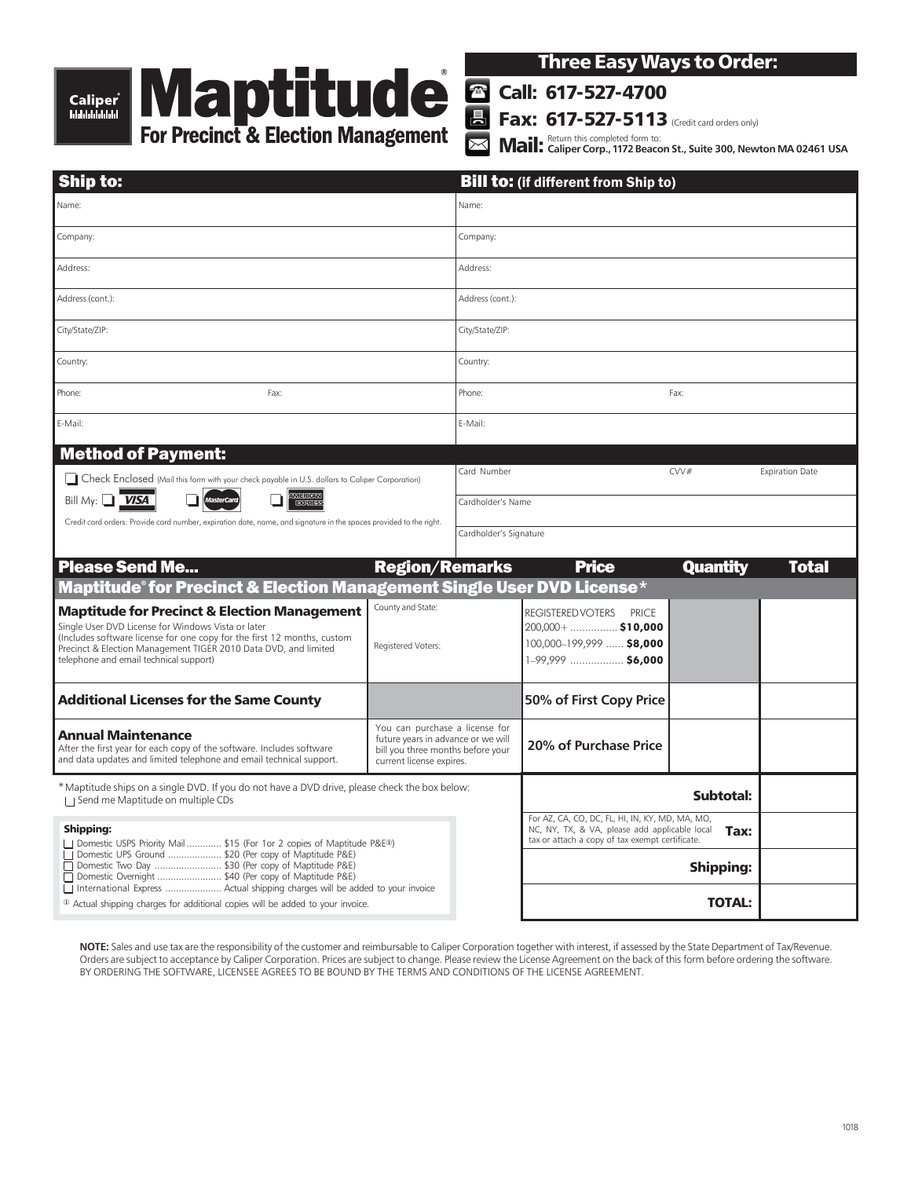# Maptitude®

## For Precinct & Election Management

Caliper®

### Three Easy Ways to Order:

**Call: 617-527-4700**

**Fax: 617-527-5113** (Credit card orders only)

**Mail:** Return this completed form to: **Caliper Corp., 1172 Beacon St., Suite 300, Newton MA 02461 USA**

| Ship to: | | Bill to: (if different from Ship to) | |
|---|---|---|---|
| Name: | | Name: | |
| Company: | | Company: | |
| Address: | | Address: | |
| Address (cont.): | | Address (cont.): | |
| City/State/ZIP: | | City/State/ZIP: | |
| Country: | | Country: | |
| Phone: | Fax: | Phone: | Fax: |
| E-Mail: | | E-Mail: | |

### Method of Payment:

☐ Check Enclosed (Mail this form with your check payable in U.S. dollars to Caliper Corporation)

Bill My: ☐ VISA ☐ MasterCard ☐ American Express

Credit card orders: Provide card number, expiration date, name, and signature in the spaces provided to the right.

| Card Number | CVV# | Expiration Date |
|---|---|---|
| Cardholder's Name | | |
| Cardholder's Signature | | |

### Please Send Me...

**Maptitude® for Precinct & Election Management Single User DVD License***

| Please Send Me... | Region/Remarks | Price | Quantity | Total |
|---|---|---|---|---|
| **Maptitude for Precinct & Election Management** Single User DVD License for Windows Vista or later (Includes software license for one copy for the first 12 months, custom Precinct & Election Management TIGER 2010 Data DVD, and limited telephone and email technical support) | County and State: Registered Voters: | REGISTERED VOTERS PRICE 200,000+ ................ **$10,000** 100,000–199,999 ...... **$8,000** 1–99,999 ................. **$6,000** | | |
| **Additional Licenses for the Same County** | | **50% of First Copy Price** | | |
| **Annual Maintenance** After the first year for each copy of the software. Includes software and data updates and limited telephone and email technical support. | You can purchase a license for future years in advance or we will bill you three months before your current license expires. | **20% of Purchase Price** | | |

\* Maptitude ships on a single DVD. If you do not have a DVD drive, please check the box below:
☐ Send me Maptitude on multiple CDs

**Shipping:**

- ☐ Domestic USPS Priority Mail ............. $15 (For 1or 2 copies of Maptitude P&E[1])
- ☐ Domestic UPS Ground .................... $20 (Per copy of Maptitude P&E)
- ☐ Domestic Two Day ......................... $30 (Per copy of Maptitude P&E)
- ☐ Domestic Overnight ........................ $40 (Per copy of Maptitude P&E)
- ☐ International Express ..................... Actual shipping charges will be added to your invoice

[1] Actual shipping charges for additional copies will be added to your invoice.

| | |
|---|---|
| **Subtotal:** | |
| For AZ, CA, CO, DC, FL, HI, IN, KY, MD, MA, MO, NC, NY, TX, & VA, please add applicable local tax or attach a copy of tax exempt certificate. **Tax:** | |
| **Shipping:** | |
| **TOTAL:** | |

**NOTE:** Sales and use tax are the responsibility of the customer and reimbursable to Caliper Corporation together with interest, if assessed by the State Department of Tax/Revenue. Orders are subject to acceptance by Caliper Corporation. Prices are subject to change. Please review the License Agreement on the back of this form before ordering the software. BY ORDERING THE SOFTWARE, LICENSEE AGREES TO BE BOUND BY THE TERMS AND CONDITIONS OF THE LICENSE AGREEMENT.

1018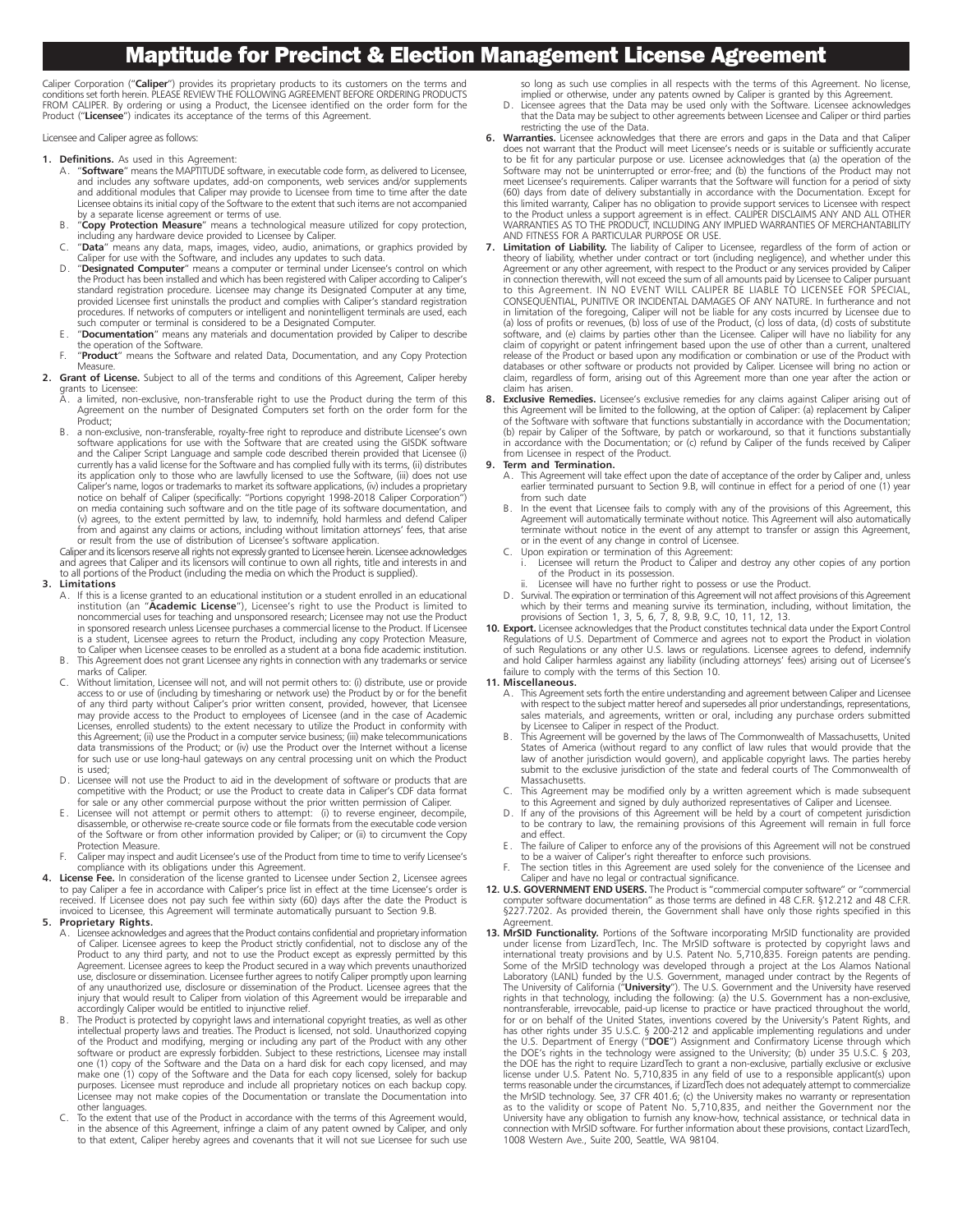# Maptitude for Precinct & Election Management License Agreement

Caliper Corporation ("**Caliper**") provides its proprietary products to its customers on the terms and conditions set forth herein. PLEASE REVIEW THE FOLLOWING AGREEMENT BEFORE ORDERING PRODUCTS FROM CALIPER. By ordering or using a Product, the Licensee identified on the order form for the Product ("**Licensee**") indicates its acceptance of the terms of this Agreement.

Licensee and Caliper agree as follows:

**1. Definitions.** As used in this Agreement:

A. "**Software**" means the MAPTITUDE software, in executable code form, as delivered to Licensee, and includes any software updates, add-on components, web services and/or supplements and additional modules that Caliper may provide to Licensee from time to time after the date Licensee obtains its initial copy of the Software to the extent that such items are not accompanied by a separate license agreement or terms of use.

B. "**Copy Protection Measure**" means a technological measure utilized for copy protection, including any hardware device provided to Licensee by Caliper.

C. "**Data**" means any data, maps, images, video, audio, animations, or graphics provided by Caliper for use with the Software, and includes any updates to such data.

D. "**Designated Computer**" means a computer or terminal under Licensee's control on which the Product has been installed and which has been registered with Caliper according to Caliper's standard registration procedure. Licensee may change its Designated Computer at any time, provided Licensee first uninstalls the product and complies with Caliper's standard registration procedures. If networks of computers or intelligent and nonintelligent terminals are used, each such computer or terminal is considered to be a Designated Computer.

E. "**Documentation**" means any materials and documentation provided by Caliper to describe the operation of the Software.

F. "**Product**" means the Software and related Data, Documentation, and any Copy Protection Measure.

**2. Grant of License.** Subject to all of the terms and conditions of this Agreement, Caliper hereby grants to Licensee:

A. a limited, non-exclusive, non-transferable right to use the Product during the term of this Agreement on the number of Designated Computers set forth on the order form for the Product;

B. a non-exclusive, non-transferable, royalty-free right to reproduce and distribute Licensee's own software applications for use with the Software that are created using the GISDK software and the Caliper Script Language and sample code described therein provided that Licensee (i) currently has a valid license for the Software and has complied fully with its terms, (ii) distributes its application only to those who are lawfully licensed to use the Software, (iii) does not use Caliper's name, logos or trademarks to market its software applications, (iv) includes a proprietary notice on behalf of Caliper (specifically: "Portions copyright 1998-2018 Caliper Corporation") on media containing such software and on the title page of its software documentation, and (v) agrees, to the extent permitted by law, to indemnify, hold harmless and defend Caliper from and against any claims or actions, including without limitation attorneys' fees, that arise or result from the use of distribution of Licensee's software application.

Caliper and its licensors reserve all rights not expressly granted to Licensee herein. Licensee acknowledges and agrees that Caliper and its licensors will continue to own all rights, title and interests in and to all portions of the Product (including the media on which the Product is supplied).

**3. Limitations**

A. If this is a license granted to an educational institution or a student enrolled in an educational institution (an "**Academic License**"), Licensee's right to use the Product is limited to noncommercial uses for teaching and unsponsored research; Licensee may not use the Product in sponsored research unless Licensee purchases a commercial license to the Product. If Licensee is a student, Licensee agrees to return the Product, including any copy Protection Measure, to Caliper when Licensee ceases to be enrolled as a student at a bona fide academic institution.

B. This Agreement does not grant Licensee any rights in connection with any trademarks or service marks of Caliper.

C. Without limitation, Licensee will not, and will not permit others to: (i) distribute, use or provide access to or use of (including by timesharing or network use) the Product by or for the benefit of any third party without Caliper's prior written consent, provided, however, that Licensee may provide access to the Product to employees of Licensee (and in the case of Academic Licenses, enrolled students) to the extent necessary to utilize the Product in conformity with this Agreement; (ii) use the Product in a computer service business; (iii) make telecommunications data transmissions of the Product; or (iv) use the Product over the Internet without a license for such use or use long-haul gateways on any central processing unit on which the Product is used;

D. Licensee will not use the Product to aid in the development of software or products that are competitive with the Product; or use the Product to create data in Caliper's CDF data format for sale or any other commercial purpose without the prior written permission of Caliper.

E. Licensee will not attempt or permit others to attempt: (i) to reverse engineer, decompile, disassemble, or otherwise re-create source code or file formats from the executable code version of the Software or from other information provided by Caliper; or (ii) to circumvent the Copy Protection Measure.

F. Caliper may inspect and audit Licensee's use of the Product from time to time to verify Licensee's compliance with its obligations under this Agreement.

**4. License Fee.** In consideration of the license granted to Licensee under Section 2, Licensee agrees to pay Caliper a fee in accordance with Caliper's price list in effect at the time Licensee's order is received. If Licensee does not pay such fee within sixty (60) days after the date the Product is invoiced to Licensee, this Agreement will terminate automatically pursuant to Section 9.B.

**5. Proprietary Rights.**

A. Licensee acknowledges and agrees that the Product contains confidential and proprietary information of Caliper. Licensee agrees to keep the Product strictly confidential, not to disclose any of the Product to any third party, and not to use the Product except as expressly permitted by this Agreement. Licensee agrees to keep the Product secured in a way which prevents unauthorized use, disclosure or dissemination. Licensee further agrees to notify Caliper promptly upon learning of any unauthorized use, disclosure or dissemination of the Product. Licensee agrees that the injury that would result to Caliper from violation of this Agreement would be irreparable and accordingly Caliper would be entitled to injunctive relief.

B. The Product is protected by copyright laws and international copyright treaties, as well as other intellectual property laws and treaties. The Product is licensed, not sold. Unauthorized copying of the Product and modifying, merging or including any part of the Product with any other software or product are expressly forbidden. Subject to these restrictions, Licensee may install one (1) copy of the Software and the Data on a hard disk for each copy licensed, and may make one (1) copy of the Software and the Data for each copy licensed, solely for backup purposes. Licensee must reproduce and include all proprietary notices on each backup copy. Licensee may not make copies of the Documentation or translate the Documentation into other languages.

C. To the extent that use of the Product in accordance with the terms of this Agreement would, in the absence of this Agreement, infringe a claim of any patent owned by Caliper, and only to that extent, Caliper hereby agrees and covenants that it will not sue Licensee for such use so long as such use complies in all respects with the terms of this Agreement. No license, implied or otherwise, under any patents owned by Caliper is granted by this Agreement.

D. Licensee agrees that the Data may be used only with the Software. Licensee acknowledges that the Data may be subject to other agreements between Licensee and Caliper or third parties restricting the use of the Data.

**6. Warranties.** Licensee acknowledges that there are errors and gaps in the Data and that Caliper does not warrant that the Product will meet Licensee's needs or is suitable or sufficiently accurate to be fit for any particular purpose or use. Licensee acknowledges that (a) the operation of the Software may not be uninterrupted or error-free; and (b) the functions of the Product may not meet Licensee's requirements. Caliper warrants that the Software will function for a period of sixty (60) days from date of delivery substantially in accordance with the Documentation. Except for this limited warranty, Caliper has no obligation to provide support services to Licensee with respect to the Product unless a support agreement is in effect. CALIPER DISCLAIMS ANY AND ALL OTHER WARRANTIES AS TO THE PRODUCT, INCLUDING ANY IMPLIED WARRANTIES OF MERCHANTABILITY AND FITNESS FOR A PARTICULAR PURPOSE OR USE.

**7. Limitation of Liability.** The liability of Caliper to Licensee, regardless of the form of action or theory of liability, whether under contract or tort (including negligence), and whether under this Agreement or any other agreement, with respect to the Product or any services provided by Caliper in connection therewith, will not exceed the sum of all amounts paid by Licensee to Caliper pursuant to this Agreement. IN NO EVENT WILL CALIPER BE LIABLE TO LICENSEE FOR SPECIAL, CONSEQUENTIAL, PUNITIVE OR INCIDENTAL DAMAGES OF ANY NATURE. In furtherance and not in limitation of the foregoing, Caliper will not be liable for any costs incurred by Licensee due to (a) loss of profits or revenues, (b) loss of use of the Product, (c) loss of data, (d) costs of substitute software, and (e) claims by parties other than the Licensee. Caliper will have no liability for any claim of copyright or patent infringement based upon the use of other than a current, unaltered release of the Product or based upon any modification or combination or use of the Product with databases or other software or products not provided by Caliper. Licensee will bring no action or claim, regardless of form, arising out of this Agreement more than one year after the action or claim has arisen.

**8. Exclusive Remedies.** Licensee's exclusive remedies for any claims against Caliper arising out of this Agreement will be limited to the following, at the option of Caliper: (a) replacement by Caliper of the Software with software that functions substantially in accordance with the Documentation; (b) repair by Caliper of the Software, by patch or workaround, so that it functions substantially in accordance with the Documentation; or (c) refund by Caliper of the funds received by Caliper from Licensee in respect of the Product.

**9. Term and Termination.**

A. This Agreement will take effect upon the date of acceptance of the order by Caliper and, unless earlier terminated pursuant to Section 9.B, will continue in effect for a period of one (1) year from such date

B. In the event that Licensee fails to comply with any of the provisions of this Agreement, this Agreement will automatically terminate without notice. This Agreement will also automatically terminate without notice in the event of any attempt to transfer or assign this Agreement, or in the event of any change in control of Licensee.

C. Upon expiration or termination of this Agreement:

i. Licensee will return the Product to Caliper and destroy any other copies of any portion of the Product in its possession.

ii. Licensee will have no further right to possess or use the Product.

D. Survival. The expiration or termination of this Agreement will not affect provisions of this Agreement which by their terms and meaning survive its termination, including, without limitation, the provisions of Section 1, 3, 5, 6, 7, 8, 9.B, 9.C, 10, 11, 12, 13.

**10. Export.** Licensee acknowledges that the Product constitutes technical data under the Export Control Regulations of U.S. Department of Commerce and agrees not to export the Product in violation of such Regulations or any other U.S. laws or regulations. Licensee agrees to defend, indemnify and hold Caliper harmless against any liability (including attorneys' fees) arising out of Licensee's failure to comply with the terms of this Section 10.

**11. Miscellaneous.**

A. This Agreement sets forth the entire understanding and agreement between Caliper and Licensee with respect to the subject matter hereof and supersedes all prior understandings, representations, sales materials, and agreements, written or oral, including any purchase orders submitted by Licensee to Caliper in respect of the Product.

B. This Agreement will be governed by the laws of The Commonwealth of Massachusetts, United States of America (without regard to any conflict of law rules that would provide that the law of another jurisdiction would govern), and applicable copyright laws. The parties hereby submit to the exclusive jurisdiction of the state and federal courts of The Commonwealth of Massachusetts.

C. This Agreement may be modified only by a written agreement which is made subsequent to this Agreement and signed by duly authorized representatives of Caliper and Licensee.

D. If any of the provisions of this Agreement will be held by a court of competent jurisdiction to be contrary to law, the remaining provisions of this Agreement will remain in full force and effect.

E. The failure of Caliper to enforce any of the provisions of this Agreement will not be construed to be a waiver of Caliper's right thereafter to enforce such provisions.

F. The section titles in this Agreement are used solely for the convenience of the Licensee and Caliper and have no legal or contractual significance.

**12. U.S. GOVERNMENT END USERS.** The Product is "commercial computer software" or "commercial computer software documentation" as those terms are defined in 48 C.F.R. §12.212 and 48 C.F.R. §227.7202. As provided therein, the Government shall have only those rights specified in this Agreement.

**13. MrSID Functionality.** Portions of the Software incorporating MrSID functionality are provided under license from LizardTech, Inc. The MrSID software is protected by copyright laws and international treaty provisions and by U.S. Patent No. 5,710,835. Foreign patents are pending. Some of the MrSID technology was developed through a project at the Los Alamos National Laboratory (LANL) funded by the U.S. Government, managed under contract by the Regents of The University of California ("**University**"). The U.S. Government and the University have reserved rights in that technology, including the following: (a) the U.S. Government has a non-exclusive, nontransferable, irrevocable, paid-up license to practice or have practiced throughout the world, for or on behalf of the United States, inventions covered by the University's Patent Rights, and has other rights under 35 U.S.C. § 200-212 and applicable implementing regulations and under the U.S. Department of Energy ("**DOE**") Assignment and Confirmatory License through which the DOE's rights in the technology were assigned to the University; (b) under 35 U.S.C. § 203, the DOE has the right to require LizardTech to grant a non-exclusive, partially exclusive or exclusive license under U.S. Patent No. 5,710,835 in any field of use to a responsible applicant(s) upon terms reasonable under the circumstances, if LizardTech does not adequately attempt to commercialize the MrSID technology. See, 37 CFR 401.6; (c) the University makes no warranty or representation as to the validity or scope of Patent No. 5,710,835, and neither the Government nor the University have any obligation to furnish any know-how, technical assistance, or technical data in connection with MrSID software. For further information about these provisions, contact LizardTech, 1008 Western Ave., Suite 200, Seattle, WA 98104.